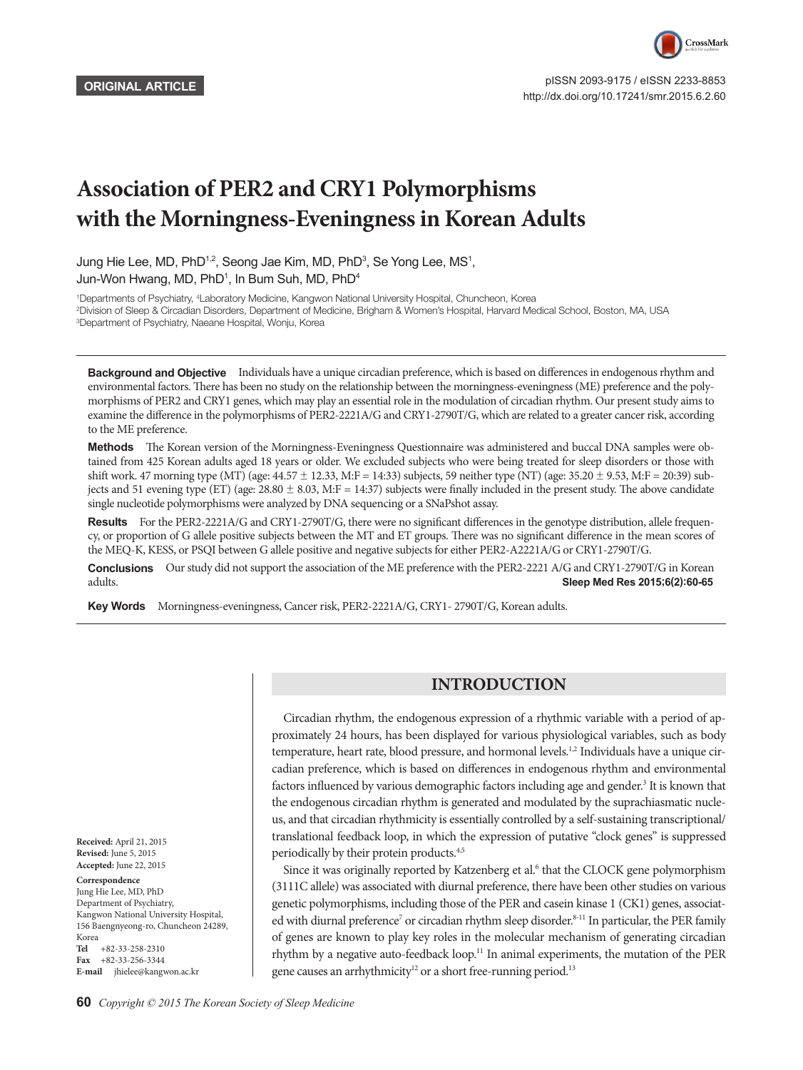ORIGINAL ARTICLE

pISSN 2093-9175 / eISSN 2233-8853
http://dx.doi.org/10.17241/smr.2015.6.2.60

# Association of PER2 and CRY1 Polymorphisms with the Morningness-Eveningness in Korean Adults

Jung Hie Lee, MD, PhD[1,2], Seong Jae Kim, MD, PhD[3], Se Yong Lee, MS[1], Jun-Won Hwang, MD, PhD[1], In Bum Suh, MD, PhD[4]

[1]Departments of Psychiatry, [4]Laboratory Medicine, Kangwon National University Hospital, Chuncheon, Korea
[2]Division of Sleep & Circadian Disorders, Department of Medicine, Brigham & Women's Hospital, Harvard Medical School, Boston, MA, USA
[3]Department of Psychiatry, Naeane Hospital, Wonju, Korea

**Background and Objective** Individuals have a unique circadian preference, which is based on differences in endogenous rhythm and environmental factors. There has been no study on the relationship between the morningness-eveningness (ME) preference and the polymorphisms of PER2 and CRY1 genes, which may play an essential role in the modulation of circadian rhythm. Our present study aims to examine the difference in the polymorphisms of PER2-2221A/G and CRY1-2790T/G, which are related to a greater cancer risk, according to the ME preference.

**Methods** The Korean version of the Morningness-Eveningness Questionnaire was administered and buccal DNA samples were obtained from 425 Korean adults aged 18 years or older. We excluded subjects who were being treated for sleep disorders or those with shift work. 47 morning type (MT) (age: 44.57 ± 12.33, M:F = 14:33) subjects, 59 neither type (NT) (age: 35.20 ± 9.53, M:F = 20:39) subjects and 51 evening type (ET) (age: 28.80 ± 8.03, M:F = 14:37) subjects were finally included in the present study. The above candidate single nucleotide polymorphisms were analyzed by DNA sequencing or a SNaPshot assay.

**Results** For the PER2-2221A/G and CRY1-2790T/G, there were no significant differences in the genotype distribution, allele frequency, or proportion of G allele positive subjects between the MT and ET groups. There was no significant difference in the mean scores of the MEQ-K, KESS, or PSQI between G allele positive and negative subjects for either PER2-A2221A/G or CRY1-2790T/G.

**Conclusions** Our study did not support the association of the ME preference with the PER2-2221 A/G and CRY1-2790T/G in Korean adults.

Sleep Med Res 2015;6(2):60-65

**Key Words** Morningness-eveningness, Cancer risk, PER2-2221A/G, CRY1- 2790T/G, Korean adults.

**Received:** April 21, 2015
**Revised:** June 5, 2015
**Accepted:** June 22, 2015

**Correspondence**
Jung Hie Lee, MD, PhD
Department of Psychiatry,
Kangwon National University Hospital,
156 Baengnyeong-ro, Chuncheon 24289,
Korea
**Tel** +82-33-258-2310
**Fax** +82-33-256-3344
**E-mail** jhielee@kangwon.ac.kr

## INTRODUCTION

Circadian rhythm, the endogenous expression of a rhythmic variable with a period of approximately 24 hours, has been displayed for various physiological variables, such as body temperature, heart rate, blood pressure, and hormonal levels.[1,2] Individuals have a unique circadian preference, which is based on differences in endogenous rhythm and environmental factors influenced by various demographic factors including age and gender.[3] It is known that the endogenous circadian rhythm is generated and modulated by the suprachiasmatic nucleus, and that circadian rhythmicity is essentially controlled by a self-sustaining transcriptional/translational feedback loop, in which the expression of putative "clock genes" is suppressed periodically by their protein products.[4,5]

Since it was originally reported by Katzenberg et al.[6] that the CLOCK gene polymorphism (3111C allele) was associated with diurnal preference, there have been other studies on various genetic polymorphisms, including those of the PER and casein kinase 1 (CK1) genes, associated with diurnal preference[7] or circadian rhythm sleep disorder.[8-11] In particular, the PER family of genes are known to play key roles in the molecular mechanism of generating circadian rhythm by a negative auto-feedback loop.[11] In animal experiments, the mutation of the PER gene causes an arrhythmicity[12] or a short free-running period.[13]

Copyright © 2015 The Korean Society of Sleep Medicine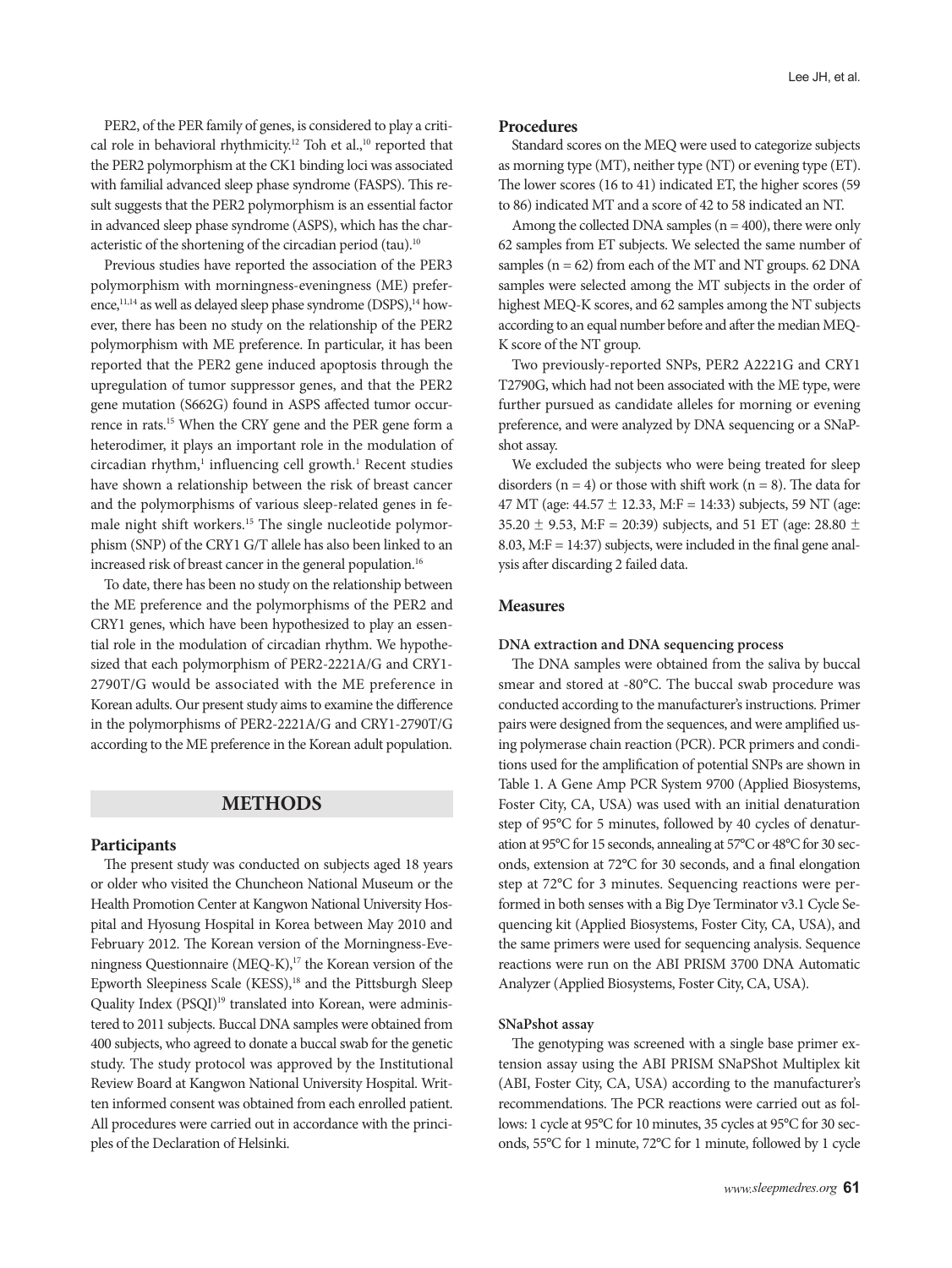PER2, of the PER family of genes, is considered to play a critical role in behavioral rhythmicity.[12] Toh et al.,[10] reported that the PER2 polymorphism at the CK1 binding loci was associated with familial advanced sleep phase syndrome (FASPS). This result suggests that the PER2 polymorphism is an essential factor in advanced sleep phase syndrome (ASPS), which has the characteristic of the shortening of the circadian period (tau).[10]

Previous studies have reported the association of the PER3 polymorphism with morningness-eveningness (ME) preference,[11,14] as well as delayed sleep phase syndrome (DSPS),[14] however, there has been no study on the relationship of the PER2 polymorphism with ME preference. In particular, it has been reported that the PER2 gene induced apoptosis through the upregulation of tumor suppressor genes, and that the PER2 gene mutation (S662G) found in ASPS affected tumor occurrence in rats.[15] When the CRY gene and the PER gene form a heterodimer, it plays an important role in the modulation of circadian rhythm,[1] influencing cell growth.[1] Recent studies have shown a relationship between the risk of breast cancer and the polymorphisms of various sleep-related genes in female night shift workers.[15] The single nucleotide polymorphism (SNP) of the CRY1 G/T allele has also been linked to an increased risk of breast cancer in the general population.[16]

To date, there has been no study on the relationship between the ME preference and the polymorphisms of the PER2 and CRY1 genes, which have been hypothesized to play an essential role in the modulation of circadian rhythm. We hypothesized that each polymorphism of PER2-2221A/G and CRY1-2790T/G would be associated with the ME preference in Korean adults. Our present study aims to examine the difference in the polymorphisms of PER2-2221A/G and CRY1-2790T/G according to the ME preference in the Korean adult population.

## METHODS

### Participants

The present study was conducted on subjects aged 18 years or older who visited the Chuncheon National Museum or the Health Promotion Center at Kangwon National University Hospital and Hyosung Hospital in Korea between May 2010 and February 2012. The Korean version of the Morningness-Eveningness Questionnaire (MEQ-K),[17] the Korean version of the Epworth Sleepiness Scale (KESS),[18] and the Pittsburgh Sleep Quality Index (PSQI)[19] translated into Korean, were administered to 2011 subjects. Buccal DNA samples were obtained from 400 subjects, who agreed to donate a buccal swab for the genetic study. The study protocol was approved by the Institutional Review Board at Kangwon National University Hospital. Written informed consent was obtained from each enrolled patient. All procedures were carried out in accordance with the principles of the Declaration of Helsinki.

### Procedures

Standard scores on the MEQ were used to categorize subjects as morning type (MT), neither type (NT) or evening type (ET). The lower scores (16 to 41) indicated ET, the higher scores (59 to 86) indicated MT and a score of 42 to 58 indicated an NT.

Among the collected DNA samples (n = 400), there were only 62 samples from ET subjects. We selected the same number of samples (n = 62) from each of the MT and NT groups. 62 DNA samples were selected among the MT subjects in the order of highest MEQ-K scores, and 62 samples among the NT subjects according to an equal number before and after the median MEQ-K score of the NT group.

Two previously-reported SNPs, PER2 A2221G and CRY1 T2790G, which had not been associated with the ME type, were further pursued as candidate alleles for morning or evening preference, and were analyzed by DNA sequencing or a SNaPshot assay.

We excluded the subjects who were being treated for sleep disorders (n = 4) or those with shift work (n = 8). The data for 47 MT (age: 44.57 ± 12.33, M:F = 14:33) subjects, 59 NT (age: 35.20 ± 9.53, M:F = 20:39) subjects, and 51 ET (age: 28.80 ± 8.03, M:F = 14:37) subjects, were included in the final gene analysis after discarding 2 failed data.

### Measures

#### DNA extraction and DNA sequencing process

The DNA samples were obtained from the saliva by buccal smear and stored at -80°C. The buccal swab procedure was conducted according to the manufacturer's instructions. Primer pairs were designed from the sequences, and were amplified using polymerase chain reaction (PCR). PCR primers and conditions used for the amplification of potential SNPs are shown in Table 1. A Gene Amp PCR System 9700 (Applied Biosystems, Foster City, CA, USA) was used with an initial denaturation step of 95°C for 5 minutes, followed by 40 cycles of denaturation at 95°C for 15 seconds, annealing at 57°C or 48°C for 30 seconds, extension at 72°C for 30 seconds, and a final elongation step at 72°C for 3 minutes. Sequencing reactions were performed in both senses with a Big Dye Terminator v3.1 Cycle Sequencing kit (Applied Biosystems, Foster City, CA, USA), and the same primers were used for sequencing analysis. Sequence reactions were run on the ABI PRISM 3700 DNA Automatic Analyzer (Applied Biosystems, Foster City, CA, USA).

#### SNaPshot assay

The genotyping was screened with a single base primer extension assay using the ABI PRISM SNaPShot Multiplex kit (ABI, Foster City, CA, USA) according to the manufacturer's recommendations. The PCR reactions were carried out as follows: 1 cycle at 95°C for 10 minutes, 35 cycles at 95°C for 30 seconds, 55°C for 1 minute, 72°C for 1 minute, followed by 1 cycle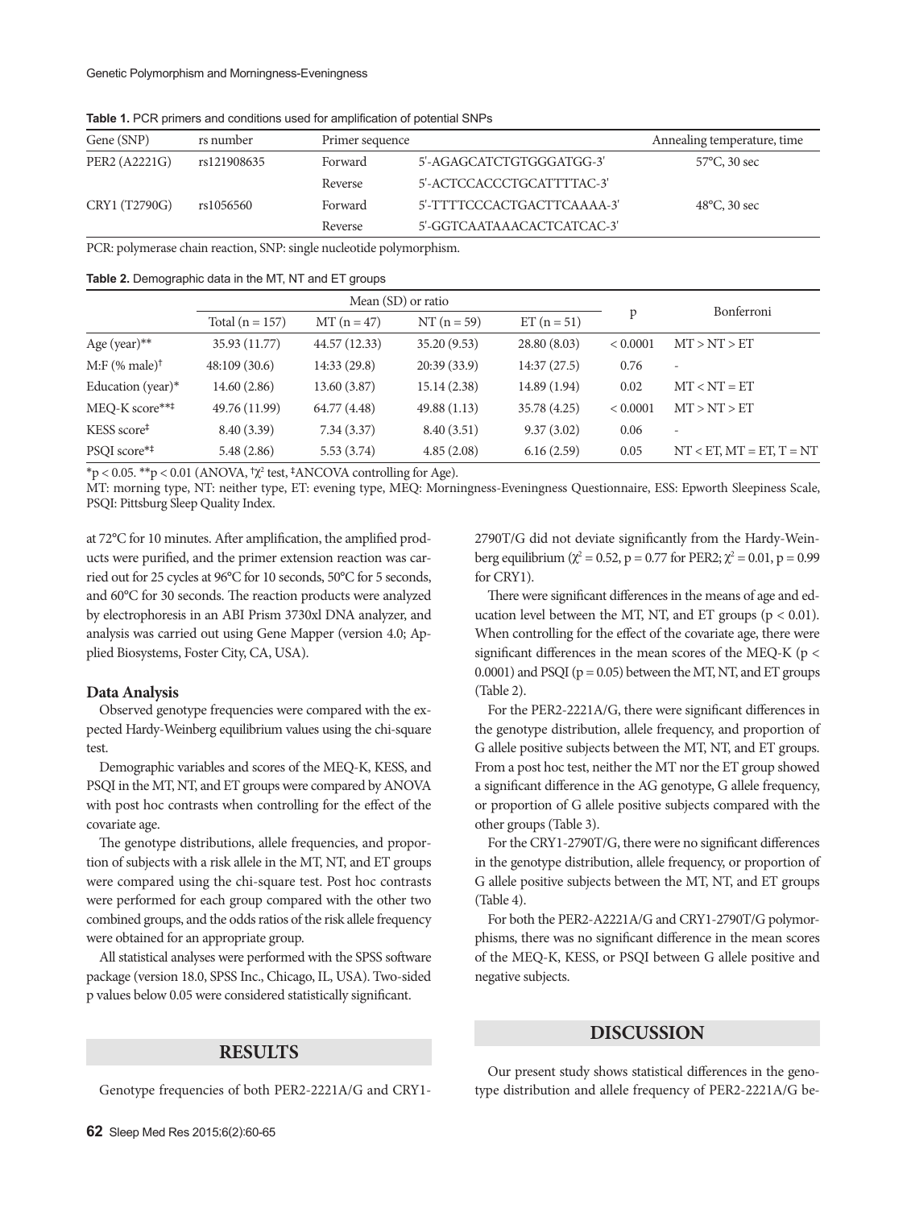**Table 1.** PCR primers and conditions used for amplification of potential SNPs

| Gene (SNP) | rs number | Primer sequence | | Annealing temperature, time |
|---|---|---|---|---|
| PER2 (A2221G) | rs121908635 | Forward | 5'-AGAGCATCTGTGGGATGG-3' | 57°C, 30 sec |
| | | Reverse | 5'-ACTCCACCCTGCATTTTAC-3' | |
| CRY1 (T2790G) | rs1056560 | Forward | 5'-TTTTCCCACTGACTTCAAAA-3' | 48°C, 30 sec |
| | | Reverse | 5'-GGTCAATAAACACTCATCAC-3' | |

PCR: polymerase chain reaction, SNP: single nucleotide polymorphism.

**Table 2.** Demographic data in the MT, NT and ET groups

| | Mean (SD) or ratio | | | | p | Bonferroni |
|---|---|---|---|---|---|---|
| | Total (n = 157) | MT (n = 47) | NT (n = 59) | ET (n = 51) | | |
| Age (year)** | 35.93 (11.77) | 44.57 (12.33) | 35.20 (9.53) | 28.80 (8.03) | < 0.0001 | MT > NT > ET |
| M:F (% male)† | 48:109 (30.6) | 14:33 (29.8) | 20:39 (33.9) | 14:37 (27.5) | 0.76 | - |
| Education (year)* | 14.60 (2.86) | 13.60 (3.87) | 15.14 (2.38) | 14.89 (1.94) | 0.02 | MT < NT = ET |
| MEQ-K score**‡ | 49.76 (11.99) | 64.77 (4.48) | 49.88 (1.13) | 35.78 (4.25) | < 0.0001 | MT > NT > ET |
| KESS score‡ | 8.40 (3.39) | 7.34 (3.37) | 8.40 (3.51) | 9.37 (3.02) | 0.06 | - |
| PSQI score*‡ | 5.48 (2.86) | 5.53 (3.74) | 4.85 (2.08) | 6.16 (2.59) | 0.05 | NT < ET, MT = ET, T = NT |

*$p < 0.05$. **$p < 0.01$ (ANOVA, †$\chi^2$ test, ‡ANCOVA controlling for Age).

MT: morning type, NT: neither type, ET: evening type, MEQ: Morningness-Eveningness Questionnaire, ESS: Epworth Sleepiness Scale, PSQI: Pittsburg Sleep Quality Index.

at 72°C for 10 minutes. After amplification, the amplified products were purified, and the primer extension reaction was carried out for 25 cycles at 96°C for 10 seconds, 50°C for 5 seconds, and 60°C for 30 seconds. The reaction products were analyzed by electrophoresis in an ABI Prism 3730xl DNA analyzer, and analysis was carried out using Gene Mapper (version 4.0; Applied Biosystems, Foster City, CA, USA).

### Data Analysis

Observed genotype frequencies were compared with the expected Hardy-Weinberg equilibrium values using the chi-square test.

Demographic variables and scores of the MEQ-K, KESS, and PSQI in the MT, NT, and ET groups were compared by ANOVA with post hoc contrasts when controlling for the effect of the covariate age.

The genotype distributions, allele frequencies, and proportion of subjects with a risk allele in the MT, NT, and ET groups were compared using the chi-square test. Post hoc contrasts were performed for each group compared with the other two combined groups, and the odds ratios of the risk allele frequency were obtained for an appropriate group.

All statistical analyses were performed with the SPSS software package (version 18.0, SPSS Inc., Chicago, IL, USA). Two-sided p values below 0.05 were considered statistically significant.

## RESULTS

Genotype frequencies of both PER2-2221A/G and CRY1-2790T/G did not deviate significantly from the Hardy-Weinberg equilibrium ($\chi^2 = 0.52$, $p = 0.77$ for PER2; $\chi^2 = 0.01$, $p = 0.99$ for CRY1).

There were significant differences in the means of age and education level between the MT, NT, and ET groups ($p < 0.01$). When controlling for the effect of the covariate age, there were significant differences in the mean scores of the MEQ-K ($p < 0.0001$) and PSQI ($p = 0.05$) between the MT, NT, and ET groups (Table 2).

For the PER2-2221A/G, there were significant differences in the genotype distribution, allele frequency, and proportion of G allele positive subjects between the MT, NT, and ET groups. From a post hoc test, neither the MT nor the ET group showed a significant difference in the AG genotype, G allele frequency, or proportion of G allele positive subjects compared with the other groups (Table 3).

For the CRY1-2790T/G, there were no significant differences in the genotype distribution, allele frequency, or proportion of G allele positive subjects between the MT, NT, and ET groups (Table 4).

For both the PER2-A2221A/G and CRY1-2790T/G polymorphisms, there was no significant difference in the mean scores of the MEQ-K, KESS, or PSQI between G allele positive and negative subjects.

## DISCUSSION

Our present study shows statistical differences in the genotype distribution and allele frequency of PER2-2221A/G be-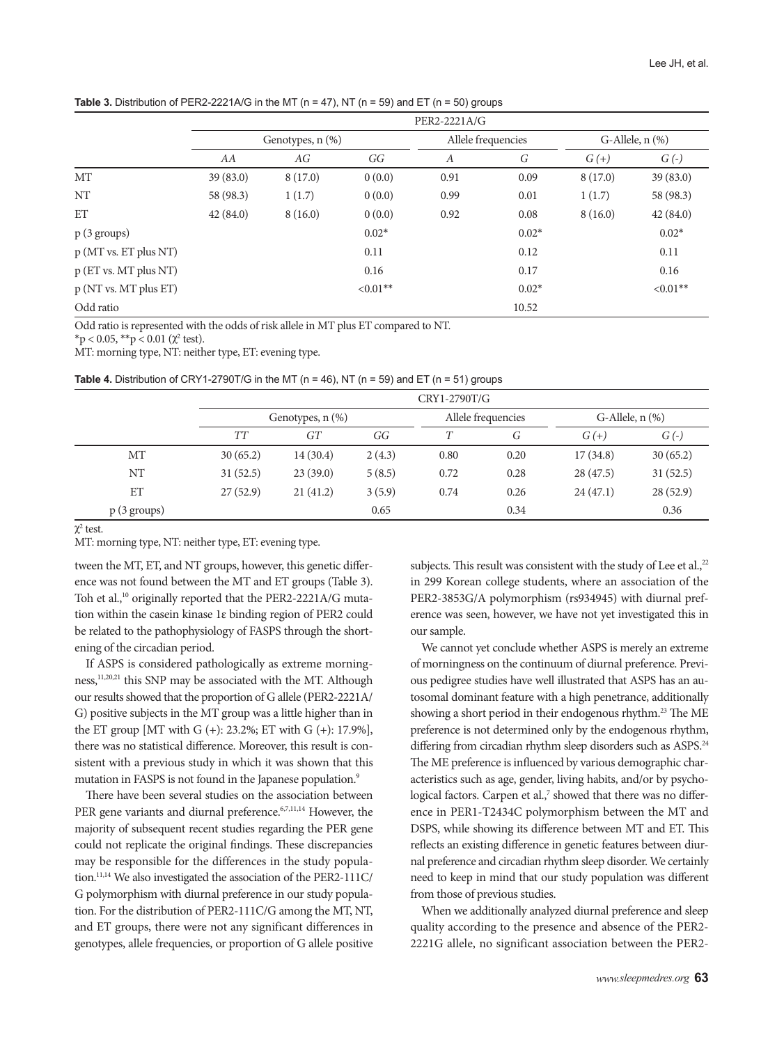**Table 3.** Distribution of PER2-2221A/G in the MT (n = 47), NT (n = 59) and ET (n = 50) groups

| | PER2-2221A/G | | | | | | |
|---|---|---|---|---|---|---|---|
| | Genotypes, n (%) | | | Allele frequencies | | G-Allele, n (%) | |
| | *AA* | *AG* | *GG* | *A* | *G* | *G (+)* | *G (-)* |
| MT | 39 (83.0) | 8 (17.0) | 0 (0.0) | 0.91 | 0.09 | 8 (17.0) | 39 (83.0) |
| NT | 58 (98.3) | 1 (1.7) | 0 (0.0) | 0.99 | 0.01 | 1 (1.7) | 58 (98.3) |
| ET | 42 (84.0) | 8 (16.0) | 0 (0.0) | 0.92 | 0.08 | 8 (16.0) | 42 (84.0) |
| p (3 groups) | | | 0.02* | | 0.02* | | 0.02* |
| p (MT vs. ET plus NT) | | | 0.11 | | 0.12 | | 0.11 |
| p (ET vs. MT plus NT) | | | 0.16 | | 0.17 | | 0.16 |
| p (NT vs. MT plus ET) | | | <0.01** | | 0.02* | | <0.01** |
| Odd ratio | | | | | 10.52 | | |

Odd ratio is represented with the odds of risk allele in MT plus ET compared to NT.
*$p < 0.05$, **$p < 0.01$ ($\chi^2$ test).
MT: morning type, NT: neither type, ET: evening type.

**Table 4.** Distribution of CRY1-2790T/G in the MT (n = 46), NT (n = 59) and ET (n = 51) groups

| | CRY1-2790T/G | | | | | | |
|---|---|---|---|---|---|---|---|
| | Genotypes, n (%) | | | Allele frequencies | | G-Allele, n (%) | |
| | *TT* | *GT* | *GG* | *T* | *G* | *G (+)* | *G (-)* |
| MT | 30 (65.2) | 14 (30.4) | 2 (4.3) | 0.80 | 0.20 | 17 (34.8) | 30 (65.2) |
| NT | 31 (52.5) | 23 (39.0) | 5 (8.5) | 0.72 | 0.28 | 28 (47.5) | 31 (52.5) |
| ET | 27 (52.9) | 21 (41.2) | 3 (5.9) | 0.74 | 0.26 | 24 (47.1) | 28 (52.9) |
| p (3 groups) | | | 0.65 | | 0.34 | | 0.36 |

$\chi^2$ test.
MT: morning type, NT: neither type, ET: evening type.

tween the MT, ET, and NT groups, however, this genetic difference was not found between the MT and ET groups (Table 3). Toh et al.,[10] originally reported that the PER2-2221A/G mutation within the casein kinase 1ε binding region of PER2 could be related to the pathophysiology of FASPS through the shortening of the circadian period.

If ASPS is considered pathologically as extreme morningness,[11,20,21] this SNP may be associated with the MT. Although our results showed that the proportion of G allele (PER2-2221A/G) positive subjects in the MT group was a little higher than in the ET group [MT with G (+): 23.2%; ET with G (+): 17.9%], there was no statistical difference. Moreover, this result is consistent with a previous study in which it was shown that this mutation in FASPS is not found in the Japanese population.[9]

There have been several studies on the association between PER gene variants and diurnal preference.[6,7,11,14] However, the majority of subsequent recent studies regarding the PER gene could not replicate the original findings. These discrepancies may be responsible for the differences in the study population.[11,14] We also investigated the association of the PER2-111C/G polymorphism with diurnal preference in our study population. For the distribution of PER2-111C/G among the MT, NT, and ET groups, there were not any significant differences in genotypes, allele frequencies, or proportion of G allele positive subjects. This result was consistent with the study of Lee et al.,[22] in 299 Korean college students, where an association of the PER2-3853G/A polymorphism (rs934945) with diurnal preference was seen, however, we have not yet investigated this in our sample.

We cannot yet conclude whether ASPS is merely an extreme of morningness on the continuum of diurnal preference. Previous pedigree studies have well illustrated that ASPS has an autosomal dominant feature with a high penetrance, additionally showing a short period in their endogenous rhythm.[23] The ME preference is not determined only by the endogenous rhythm, differing from circadian rhythm sleep disorders such as ASPS.[24] The ME preference is influenced by various demographic characteristics such as age, gender, living habits, and/or by psychological factors. Carpen et al.,[7] showed that there was no difference in PER1-T2434C polymorphism between the MT and DSPS, while showing its difference between MT and ET. This reflects an existing difference in genetic features between diurnal preference and circadian rhythm sleep disorder. We certainly need to keep in mind that our study population was different from those of previous studies.

When we additionally analyzed diurnal preference and sleep quality according to the presence and absence of the PER2-2221G allele, no significant association between the PER2-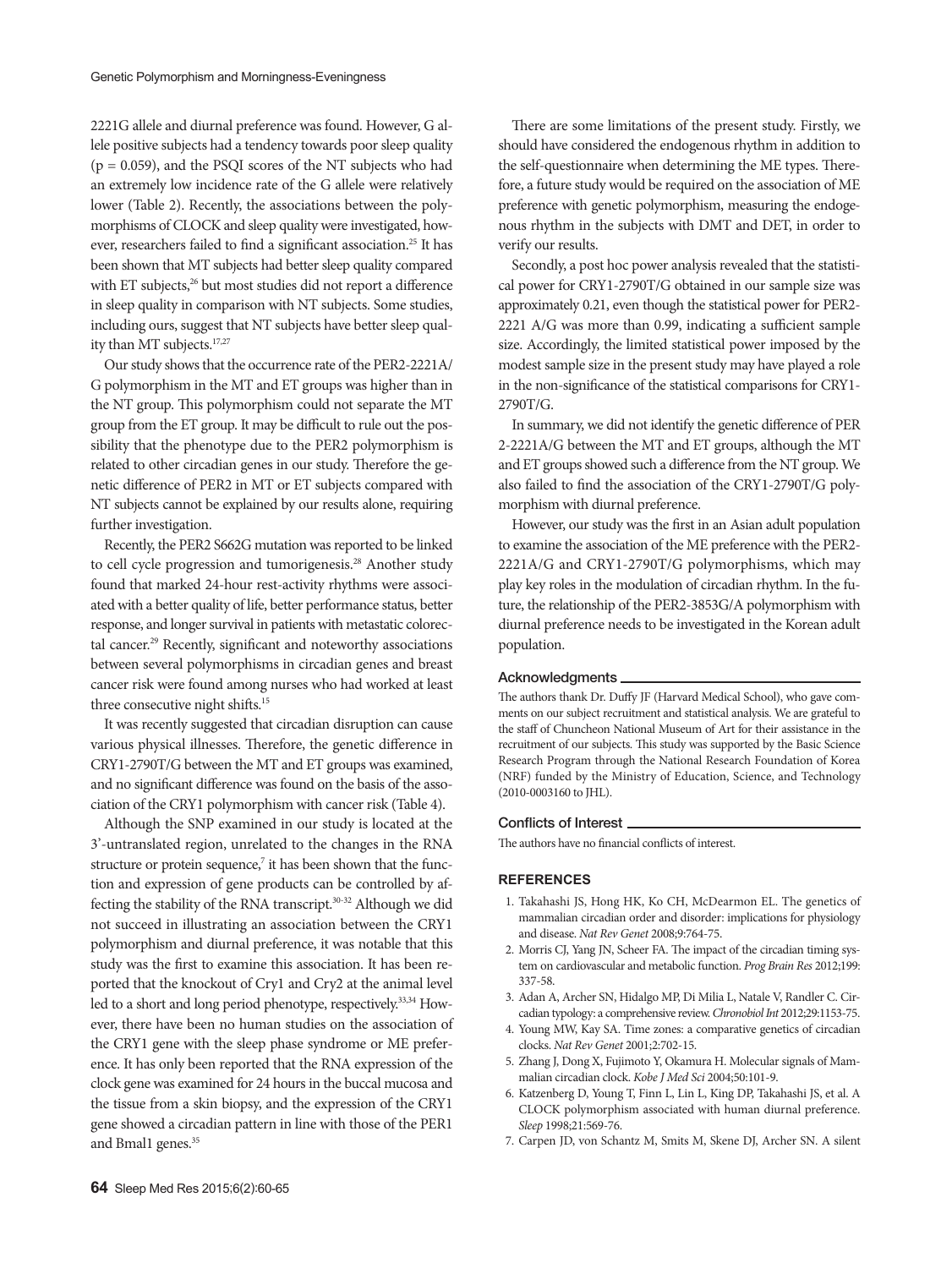2221G allele and diurnal preference was found. However, G allele positive subjects had a tendency towards poor sleep quality ($p = 0.059$), and the PSQI scores of the NT subjects who had an extremely low incidence rate of the G allele were relatively lower (Table 2). Recently, the associations between the polymorphisms of CLOCK and sleep quality were investigated, however, researchers failed to find a significant association.[25] It has been shown that MT subjects had better sleep quality compared with ET subjects,[26] but most studies did not report a difference in sleep quality in comparison with NT subjects. Some studies, including ours, suggest that NT subjects have better sleep quality than MT subjects.[17,27]

Our study shows that the occurrence rate of the PER2-2221A/G polymorphism in the MT and ET groups was higher than in the NT group. This polymorphism could not separate the MT group from the ET group. It may be difficult to rule out the possibility that the phenotype due to the PER2 polymorphism is related to other circadian genes in our study. Therefore the genetic difference of PER2 in MT or ET subjects compared with NT subjects cannot be explained by our results alone, requiring further investigation.

Recently, the PER2 S662G mutation was reported to be linked to cell cycle progression and tumorigenesis.[28] Another study found that marked 24-hour rest-activity rhythms were associated with a better quality of life, better performance status, better response, and longer survival in patients with metastatic colorectal cancer.[29] Recently, significant and noteworthy associations between several polymorphisms in circadian genes and breast cancer risk were found among nurses who had worked at least three consecutive night shifts.[15]

It was recently suggested that circadian disruption can cause various physical illnesses. Therefore, the genetic difference in CRY1-2790T/G between the MT and ET groups was examined, and no significant difference was found on the basis of the association of the CRY1 polymorphism with cancer risk (Table 4).

Although the SNP examined in our study is located at the 3'-untranslated region, unrelated to the changes in the RNA structure or protein sequence,[7] it has been shown that the function and expression of gene products can be controlled by affecting the stability of the RNA transcript.[30-32] Although we did not succeed in illustrating an association between the CRY1 polymorphism and diurnal preference, it was notable that this study was the first to examine this association. It has been reported that the knockout of Cry1 and Cry2 at the animal level led to a short and long period phenotype, respectively.[33,34] However, there have been no human studies on the association of the CRY1 gene with the sleep phase syndrome or ME preference. It has only been reported that the RNA expression of the clock gene was examined for 24 hours in the buccal mucosa and the tissue from a skin biopsy, and the expression of the CRY1 gene showed a circadian pattern in line with those of the PER1 and Bmal1 genes.[35]

There are some limitations of the present study. Firstly, we should have considered the endogenous rhythm in addition to the self-questionnaire when determining the ME types. Therefore, a future study would be required on the association of ME preference with genetic polymorphism, measuring the endogenous rhythm in the subjects with DMT and DET, in order to verify our results.

Secondly, a post hoc power analysis revealed that the statistical power for CRY1-2790T/G obtained in our sample size was approximately 0.21, even though the statistical power for PER2-2221 A/G was more than 0.99, indicating a sufficient sample size. Accordingly, the limited statistical power imposed by the modest sample size in the present study may have played a role in the non-significance of the statistical comparisons for CRY1-2790T/G.

In summary, we did not identify the genetic difference of PER 2-2221A/G between the MT and ET groups, although the MT and ET groups showed such a difference from the NT group. We also failed to find the association of the CRY1-2790T/G polymorphism with diurnal preference.

However, our study was the first in an Asian adult population to examine the association of the ME preference with the PER2-2221A/G and CRY1-2790T/G polymorphisms, which may play key roles in the modulation of circadian rhythm. In the future, the relationship of the PER2-3853G/A polymorphism with diurnal preference needs to be investigated in the Korean adult population.

## Acknowledgments

The authors thank Dr. Duffy JF (Harvard Medical School), who gave comments on our subject recruitment and statistical analysis. We are grateful to the staff of Chuncheon National Museum of Art for their assistance in the recruitment of our subjects. This study was supported by the Basic Science Research Program through the National Research Foundation of Korea (NRF) funded by the Ministry of Education, Science, and Technology (2010-0003160 to JHL).

## Conflicts of Interest

The authors have no financial conflicts of interest.

## REFERENCES

1. Takahashi JS, Hong HK, Ko CH, McDearmon EL. The genetics of mammalian circadian order and disorder: implications for physiology and disease. *Nat Rev Genet* 2008;9:764-75.
2. Morris CJ, Yang JN, Scheer FA. The impact of the circadian timing system on cardiovascular and metabolic function. *Prog Brain Res* 2012;199:337-58.
3. Adan A, Archer SN, Hidalgo MP, Di Milia L, Natale V, Randler C. Circadian typology: a comprehensive review. *Chronobiol Int* 2012;29:1153-75.
4. Young MW, Kay SA. Time zones: a comparative genetics of circadian clocks. *Nat Rev Genet* 2001;2:702-15.
5. Zhang J, Dong X, Fujimoto Y, Okamura H. Molecular signals of Mammalian circadian clock. *Kobe J Med Sci* 2004;50:101-9.
6. Katzenberg D, Young T, Finn L, Lin L, King DP, Takahashi JS, et al. A CLOCK polymorphism associated with human diurnal preference. *Sleep* 1998;21:569-76.
7. Carpen JD, von Schantz M, Smits M, Skene DJ, Archer SN. A silent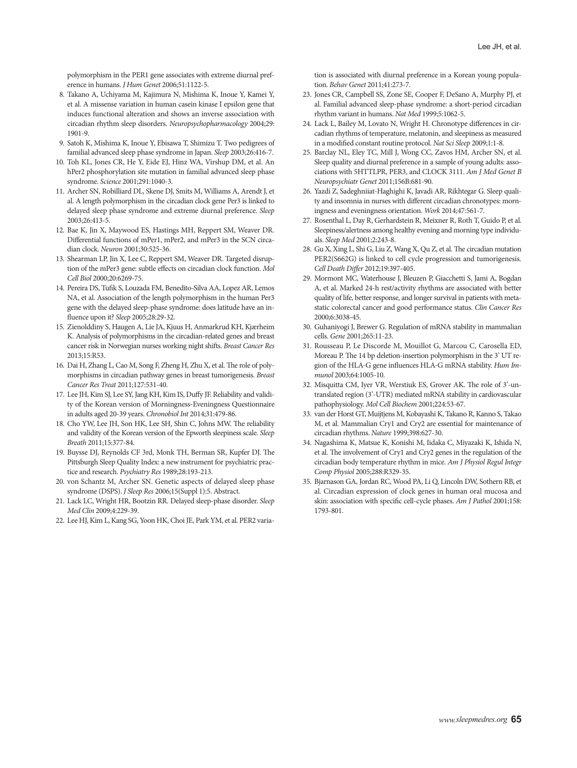polymorphism in the PER1 gene associates with extreme diurnal preference in humans. *J Hum Genet* 2006;51:1122-5.

8. Takano A, Uchiyama M, Kajimura N, Mishima K, Inoue Y, Kamei Y, et al. A missense variation in human casein kinase I epsilon gene that induces functional alteration and shows an inverse association with circadian rhythm sleep disorders. *Neuropsychopharmacology* 2004;29:1901-9.
9. Satoh K, Mishima K, Inoue Y, Ebisawa T, Shimizu T. Two pedigrees of familial advanced sleep phase syndrome in Japan. *Sleep* 2003;26:416-7.
10. Toh KL, Jones CR, He Y, Eide EJ, Hinz WA, Virshup DM, et al. An hPer2 phosphorylation site mutation in familial advanced sleep phase syndrome. *Science* 2001;291:1040-3.
11. Archer SN, Robilliard DL, Skene DJ, Smits M, Williams A, Arendt J, et al. A length polymorphism in the circadian clock gene Per3 is linked to delayed sleep phase syndrome and extreme diurnal preference. *Sleep* 2003;26:413-5.
12. Bae K, Jin X, Maywood ES, Hastings MH, Reppert SM, Weaver DR. Differential functions of mPer1, mPer2, and mPer3 in the SCN circadian clock. *Neuron* 2001;30:525-36.
13. Shearman LP, Jin X, Lee C, Reppert SM, Weaver DR. Targeted disruption of the mPer3 gene: subtle effects on circadian clock function. *Mol Cell Biol* 2000;20:6269-75.
14. Pereira DS, Tufik S, Louzada FM, Benedito-Silva AA, Lopez AR, Lemos NA, et al. Association of the length polymorphism in the human Per3 gene with the delayed sleep-phase syndrome: does latitude have an influence upon it? *Sleep* 2005;28:29-32.
15. Zienolddiny S, Haugen A, Lie JA, Kjuus H, Anmarkrud KH, Kjærheim K. Analysis of polymorphisms in the circadian-related genes and breast cancer risk in Norwegian nurses working night shifts. *Breast Cancer Res* 2013;15:R53.
16. Dai H, Zhang L, Cao M, Song F, Zheng H, Zhu X, et al. The role of polymorphisms in circadian pathway genes in breast tumorigenesis. *Breast Cancer Res Treat* 2011;127:531-40.
17. Lee JH, Kim SJ, Lee SY, Jang KH, Kim IS, Duffy JF. Reliability and validity of the Korean version of Morningness-Eveningness Questionnaire in adults aged 20-39 years. *Chronobiol Int* 2014;31:479-86.
18. Cho YW, Lee JH, Son HK, Lee SH, Shin C, Johns MW. The reliability and validity of the Korean version of the Epworth sleepiness scale. *Sleep Breath* 2011;15:377-84.
19. Buysse DJ, Reynolds CF 3rd, Monk TH, Berman SR, Kupfer DJ. The Pittsburgh Sleep Quality Index: a new instrument for psychiatric practice and research. *Psychiatry Res* 1989;28:193-213.
20. von Schantz M, Archer SN. Genetic aspects of delayed sleep phase syndrome (DSPS). *J Sleep Res* 2006;15(Suppl 1):5. Abstract.
21. Lack LC, Wright HR, Bootzin RR. Delayed sleep-phase disorder. *Sleep Med Clin* 2009;4:229-39.
22. Lee HJ, Kim L, Kang SG, Yoon HK, Choi JE, Park YM, et al. PER2 variation is associated with diurnal preference in a Korean young population. *Behav Genet* 2011;41:273-7.
23. Jones CR, Campbell SS, Zone SE, Cooper F, DeSano A, Murphy PJ, et al. Familial advanced sleep-phase syndrome: a short-period circadian rhythm variant in humans. *Nat Med* 1999;5:1062-5.
24. Lack L, Bailey M, Lovato N, Wright H. Chronotype differences in circadian rhythms of temperature, melatonin, and sleepiness as measured in a modified constant routine protocol. *Nat Sci Sleep* 2009;1:1-8.
25. Barclay NL, Eley TC, Mill J, Wong CC, Zavos HM, Archer SN, et al. Sleep quality and diurnal preference in a sample of young adults: associations with 5HTTLPR, PER3, and CLOCK 3111. *Am J Med Genet B Neuropsychiatr Genet* 2011;156B:681-90.
26. Yazdi Z, Sadeghniiat-Haghighi K, Javadi AR, Rikhtegar G. Sleep quality and insomnia in nurses with different circadian chronotypes: morningness and eveningness orientation. *Work* 2014;47:561-7.
27. Rosenthal L, Day R, Gerhardstein R, Meixner R, Roth T, Guido P, et al. Sleepiness/alertness among healthy evening and morning type individuals. *Sleep Med* 2001;2:243-8.
28. Gu X, Xing L, Shi G, Liu Z, Wang X, Qu Z, et al. The circadian mutation PER2(S662G) is linked to cell cycle progression and tumorigenesis. *Cell Death Differ* 2012;19:397-405.
29. Mormont MC, Waterhouse J, Bleuzen P, Giacchetti S, Jami A, Bogdan A, et al. Marked 24-h rest/activity rhythms are associated with better quality of life, better response, and longer survival in patients with metastatic colorectal cancer and good performance status. *Clin Cancer Res* 2000;6:3038-45.
30. Guhaniyogi J, Brewer G. Regulation of mRNA stability in mammalian cells. *Gene* 2001;265:11-23.
31. Rousseau P, Le Discorde M, Mouillot G, Marcou C, Carosella ED, Moreau P. The 14 bp deletion-insertion polymorphism in the 3' UT region of the HLA-G gene influences HLA-G mRNA stability. *Hum Immunol* 2003;64:1005-10.
32. Misquitta CM, Iyer VR, Werstiuk ES, Grover AK. The role of 3'-untranslated region (3'-UTR) mediated mRNA stability in cardiovascular pathophysiology. *Mol Cell Biochem* 2001;224:53-67.
33. van der Horst GT, Muijtjens M, Kobayashi K, Takano R, Kanno S, Takao M, et al. Mammalian Cry1 and Cry2 are essential for maintenance of circadian rhythms. *Nature* 1999;398:627-30.
34. Nagashima K, Matsue K, Konishi M, Iidaka C, Miyazaki K, Ishida N, et al. The involvement of Cry1 and Cry2 genes in the regulation of the circadian body temperature rhythm in mice. *Am J Physiol Regul Integr Comp Physiol* 2005;288:R329-35.
35. Bjarnason GA, Jordan RC, Wood PA, Li Q, Lincoln DW, Sothern RB, et al. Circadian expression of clock genes in human oral mucosa and skin: association with specific cell-cycle phases. *Am J Pathol* 2001;158:1793-801.